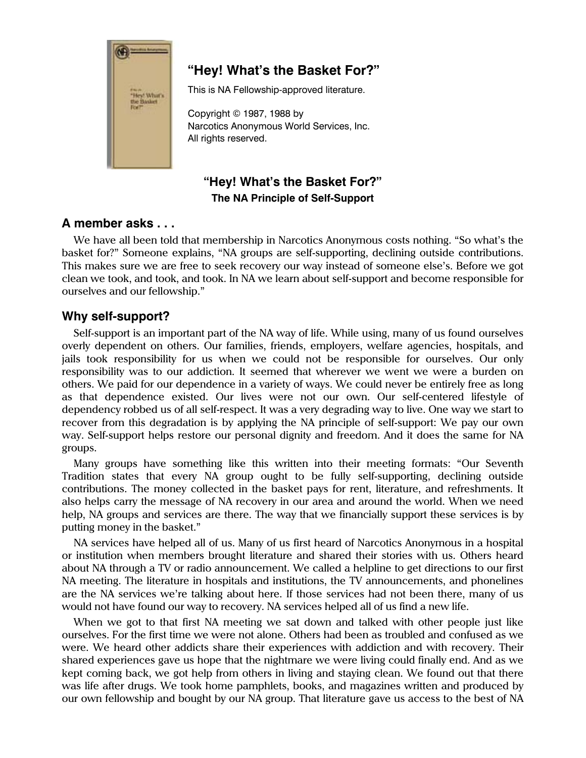## "Hey! What's the Basket For?"

This is NA Fellowship-approved literature.

Copyright © 1987, 1988 by
Narcotics Anonymous World Services, Inc.
All rights reserved.

# "Hey! What's the Basket For?"

### The NA Principle of Self-Support

## A member asks . . .

We have all been told that membership in Narcotics Anonymous costs nothing. "So what's the basket for?" Someone explains, "NA groups are self-supporting, declining outside contributions. This makes sure we are free to seek recovery our way instead of someone else's. Before we got clean we took, and took, and took. In NA we learn about self-support and become responsible for ourselves and our fellowship."

## Why self-support?

Self-support is an important part of the NA way of life. While using, many of us found ourselves overly dependent on others. Our families, friends, employers, welfare agencies, hospitals, and jails took responsibility for us when we could not be responsible for ourselves. Our only responsibility was to our addiction. It seemed that wherever we went we were a burden on others. We paid for our dependence in a variety of ways. We could never be entirely free as long as that dependence existed. Our lives were not our own. Our self-centered lifestyle of dependency robbed us of all self-respect. It was a very degrading way to live. One way we start to recover from this degradation is by applying the NA principle of self-support: We pay our own way. Self-support helps restore our personal dignity and freedom. And it does the same for NA groups.

Many groups have something like this written into their meeting formats: "Our Seventh Tradition states that every NA group ought to be fully self-supporting, declining outside contributions. The money collected in the basket pays for rent, literature, and refreshments. It also helps carry the message of NA recovery in our area and around the world. When we need help, NA groups and services are there. The way that we financially support these services is by putting money in the basket."

NA services have helped all of us. Many of us first heard of Narcotics Anonymous in a hospital or institution when members brought literature and shared their stories with us. Others heard about NA through a TV or radio announcement. We called a helpline to get directions to our first NA meeting. The literature in hospitals and institutions, the TV announcements, and phonelines are the NA services we're talking about here. If those services had not been there, many of us would not have found our way to recovery. NA services helped all of us find a new life.

When we got to that first NA meeting we sat down and talked with other people just like ourselves. For the first time we were not alone. Others had been as troubled and confused as we were. We heard other addicts share their experiences with addiction and with recovery. Their shared experiences gave us hope that the nightmare we were living could finally end. And as we kept coming back, we got help from others in living and staying clean. We found out that there was life after drugs. We took home pamphlets, books, and magazines written and produced by our own fellowship and bought by our NA group. That literature gave us access to the best of NA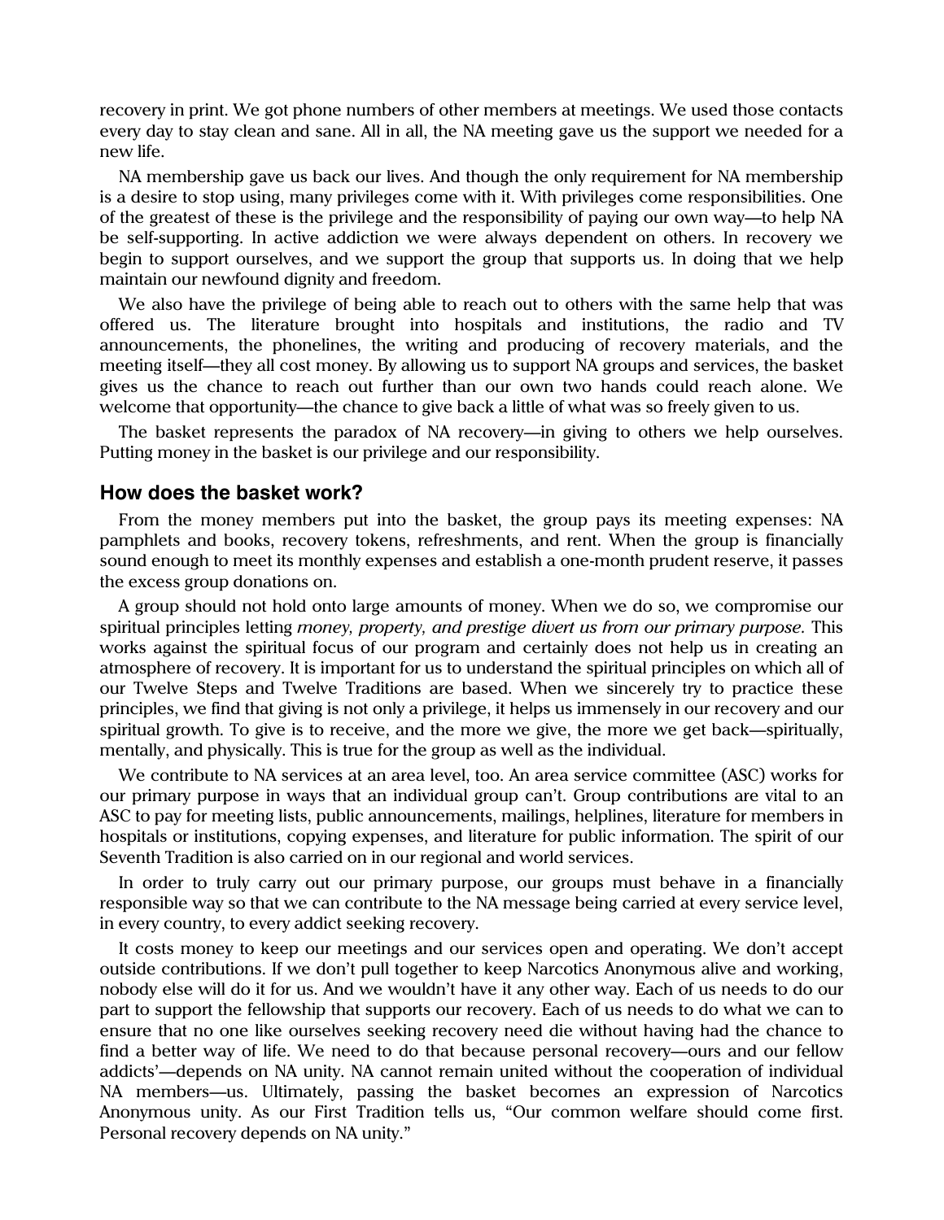recovery in print. We got phone numbers of other members at meetings. We used those contacts every day to stay clean and sane. All in all, the NA meeting gave us the support we needed for a new life.

NA membership gave us back our lives. And though the only requirement for NA membership is a desire to stop using, many privileges come with it. With privileges come responsibilities. One of the greatest of these is the privilege and the responsibility of paying our own way—to help NA be self-supporting. In active addiction we were always dependent on others. In recovery we begin to support ourselves, and we support the group that supports us. In doing that we help maintain our newfound dignity and freedom.

We also have the privilege of being able to reach out to others with the same help that was offered us. The literature brought into hospitals and institutions, the radio and TV announcements, the phonelines, the writing and producing of recovery materials, and the meeting itself—they all cost money. By allowing us to support NA groups and services, the basket gives us the chance to reach out further than our own two hands could reach alone. We welcome that opportunity—the chance to give back a little of what was so freely given to us.

The basket represents the paradox of NA recovery—in giving to others we help ourselves. Putting money in the basket is our privilege and our responsibility.

## How does the basket work?

From the money members put into the basket, the group pays its meeting expenses: NA pamphlets and books, recovery tokens, refreshments, and rent. When the group is financially sound enough to meet its monthly expenses and establish a one-month prudent reserve, it passes the excess group donations on.

A group should not hold onto large amounts of money. When we do so, we compromise our spiritual principles letting *money, property, and prestige divert us from our primary purpose.* This works against the spiritual focus of our program and certainly does not help us in creating an atmosphere of recovery. It is important for us to understand the spiritual principles on which all of our Twelve Steps and Twelve Traditions are based. When we sincerely try to practice these principles, we find that giving is not only a privilege, it helps us immensely in our recovery and our spiritual growth. To give is to receive, and the more we give, the more we get back—spiritually, mentally, and physically. This is true for the group as well as the individual.

We contribute to NA services at an area level, too. An area service committee (ASC) works for our primary purpose in ways that an individual group can't. Group contributions are vital to an ASC to pay for meeting lists, public announcements, mailings, helplines, literature for members in hospitals or institutions, copying expenses, and literature for public information. The spirit of our Seventh Tradition is also carried on in our regional and world services.

In order to truly carry out our primary purpose, our groups must behave in a financially responsible way so that we can contribute to the NA message being carried at every service level, in every country, to every addict seeking recovery.

It costs money to keep our meetings and our services open and operating. We don't accept outside contributions. If we don't pull together to keep Narcotics Anonymous alive and working, nobody else will do it for us. And we wouldn't have it any other way. Each of us needs to do our part to support the fellowship that supports our recovery. Each of us needs to do what we can to ensure that no one like ourselves seeking recovery need die without having had the chance to find a better way of life. We need to do that because personal recovery—ours and our fellow addicts'—depends on NA unity. NA cannot remain united without the cooperation of individual NA members—us. Ultimately, passing the basket becomes an expression of Narcotics Anonymous unity. As our First Tradition tells us, "Our common welfare should come first. Personal recovery depends on NA unity."